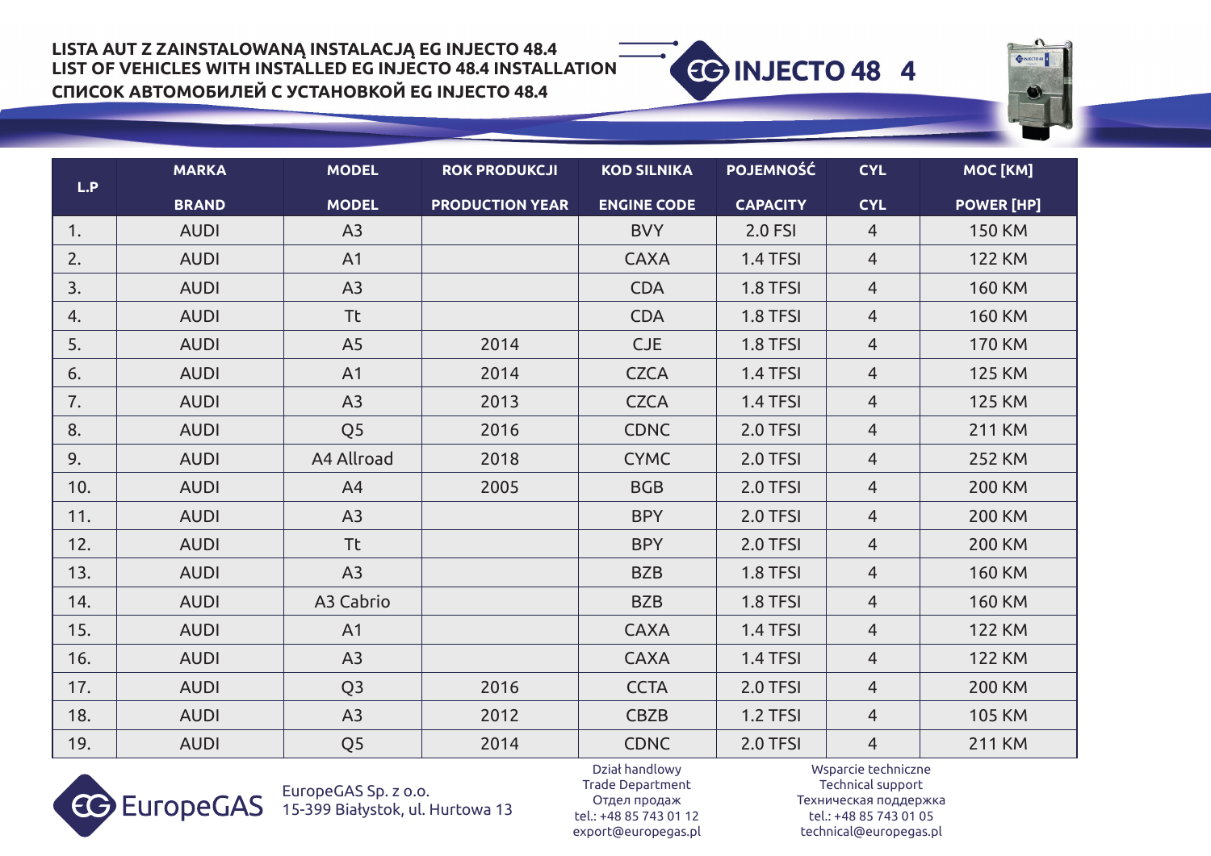# LISTA AUT Z ZAINSTALOWANĄ INSTALACJĄ EG INJECTO 48.4
# LIST OF VEHICLES WITH INSTALLED EG INJECTO 48.4 INSTALLATION
# СПИСОК АВТОМОБИЛЕЙ С УСТАНОВКОЙ EG INJECTO 48.4

EG INJECTO 48 4

| L.P | MARKA<br>BRAND | MODEL<br>MODEL | ROK PRODUKCJI<br>PRODUCTION YEAR | KOD SILNIKA<br>ENGINE CODE | POJEMNOŚĆ<br>CAPACITY | CYL<br>CYL | MOC [KM]<br>POWER [HP] |
|---|---|---|---|---|---|---|---|
| 1. | AUDI | A3 | | BVY | 2.0 FSI | 4 | 150 KM |
| 2. | AUDI | A1 | | CAXA | 1.4 TFSI | 4 | 122 KM |
| 3. | AUDI | A3 | | CDA | 1.8 TFSI | 4 | 160 KM |
| 4. | AUDI | Tt | | CDA | 1.8 TFSI | 4 | 160 KM |
| 5. | AUDI | A5 | 2014 | CJE | 1.8 TFSI | 4 | 170 KM |
| 6. | AUDI | A1 | 2014 | CZCA | 1.4 TFSI | 4 | 125 KM |
| 7. | AUDI | A3 | 2013 | CZCA | 1.4 TFSI | 4 | 125 KM |
| 8. | AUDI | Q5 | 2016 | CDNC | 2.0 TFSI | 4 | 211 KM |
| 9. | AUDI | A4 Allroad | 2018 | CYMC | 2.0 TFSI | 4 | 252 KM |
| 10. | AUDI | A4 | 2005 | BGB | 2.0 TFSI | 4 | 200 KM |
| 11. | AUDI | A3 | | BPY | 2.0 TFSI | 4 | 200 KM |
| 12. | AUDI | Tt | | BPY | 2.0 TFSI | 4 | 200 KM |
| 13. | AUDI | A3 | | BZB | 1.8 TFSI | 4 | 160 KM |
| 14. | AUDI | A3 Cabrio | | BZB | 1.8 TFSI | 4 | 160 KM |
| 15. | AUDI | A1 | | CAXA | 1.4 TFSI | 4 | 122 KM |
| 16. | AUDI | A3 | | CAXA | 1.4 TFSI | 4 | 122 KM |
| 17. | AUDI | Q3 | 2016 | CCTA | 2.0 TFSI | 4 | 200 KM |
| 18. | AUDI | A3 | 2012 | CBZB | 1.2 TFSI | 4 | 105 KM |
| 19. | AUDI | Q5 | 2014 | CDNC | 2.0 TFSI | 4 | 211 KM |

EuropeGAS

EuropeGAS Sp. z o.o.
15-399 Białystok, ul. Hurtowa 13

Dział handlowy
Trade Department
Отдел продаж
tel.: +48 85 743 01 12
export@europegas.pl

Wsparcie techniczne
Technical support
Техническая поддержка
tel.: +48 85 743 01 05
technical@europegas.pl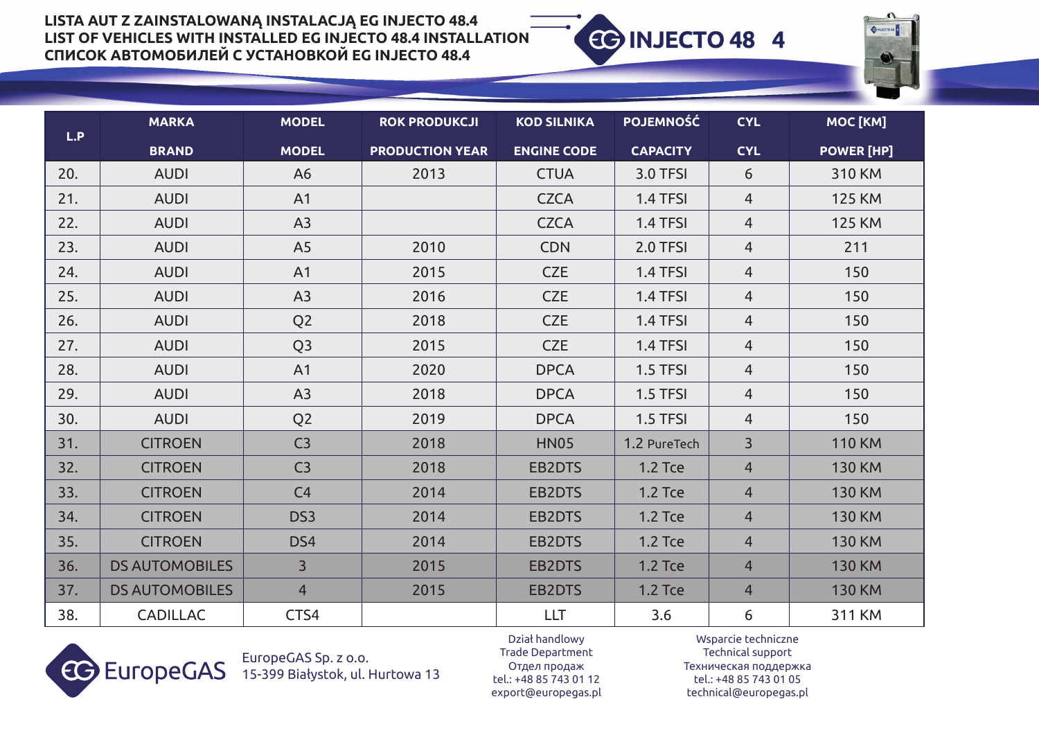# LISTA AUT Z ZAINSTALOWANĄ INSTALACJĄ EG INJECTO 48.4
# LIST OF VEHICLES WITH INSTALLED EG INJECTO 48.4 INSTALLATION
# СПИСОК АВТОМОБИЛЕЙ С УСТАНОВКОЙ EG INJECTO 48.4

EG INJECTO 48 4

| L.P | MARKA<br>BRAND | MODEL<br>MODEL | ROK PRODUKCJI<br>PRODUCTION YEAR | KOD SILNIKA<br>ENGINE CODE | POJEMNOŚĆ<br>CAPACITY | CYL<br>CYL | MOC [KM]<br>POWER [HP] |
|---|---|---|---|---|---|---|---|
| 20. | AUDI | A6 | 2013 | CTUA | 3.0 TFSI | 6 | 310 KM |
| 21. | AUDI | A1 | | CZCA | 1.4 TFSI | 4 | 125 KM |
| 22. | AUDI | A3 | | CZCA | 1.4 TFSI | 4 | 125 KM |
| 23. | AUDI | A5 | 2010 | CDN | 2.0 TFSI | 4 | 211 |
| 24. | AUDI | A1 | 2015 | CZE | 1.4 TFSI | 4 | 150 |
| 25. | AUDI | A3 | 2016 | CZE | 1.4 TFSI | 4 | 150 |
| 26. | AUDI | Q2 | 2018 | CZE | 1.4 TFSI | 4 | 150 |
| 27. | AUDI | Q3 | 2015 | CZE | 1.4 TFSI | 4 | 150 |
| 28. | AUDI | A1 | 2020 | DPCA | 1.5 TFSI | 4 | 150 |
| 29. | AUDI | A3 | 2018 | DPCA | 1.5 TFSI | 4 | 150 |
| 30. | AUDI | Q2 | 2019 | DPCA | 1.5 TFSI | 4 | 150 |
| 31. | CITROEN | C3 | 2018 | HN05 | 1.2 PureTech | 3 | 110 KM |
| 32. | CITROEN | C3 | 2018 | EB2DTS | 1.2 Tce | 4 | 130 KM |
| 33. | CITROEN | C4 | 2014 | EB2DTS | 1.2 Tce | 4 | 130 KM |
| 34. | CITROEN | DS3 | 2014 | EB2DTS | 1.2 Tce | 4 | 130 KM |
| 35. | CITROEN | DS4 | 2014 | EB2DTS | 1.2 Tce | 4 | 130 KM |
| 36. | DS AUTOMOBILES | 3 | 2015 | EB2DTS | 1.2 Tce | 4 | 130 KM |
| 37. | DS AUTOMOBILES | 4 | 2015 | EB2DTS | 1.2 Tce | 4 | 130 KM |
| 38. | CADILLAC | CTS4 | | LLT | 3.6 | 6 | 311 KM |

EuropeGAS

EuropeGAS Sp. z o.o.
15-399 Białystok, ul. Hurtowa 13

Dział handlowy
Trade Department
Отдел продаж
tel.: +48 85 743 01 12
export@europegas.pl

Wsparcie techniczne
Technical support
Техническая поддержка
tel.: +48 85 743 01 05
technical@europegas.pl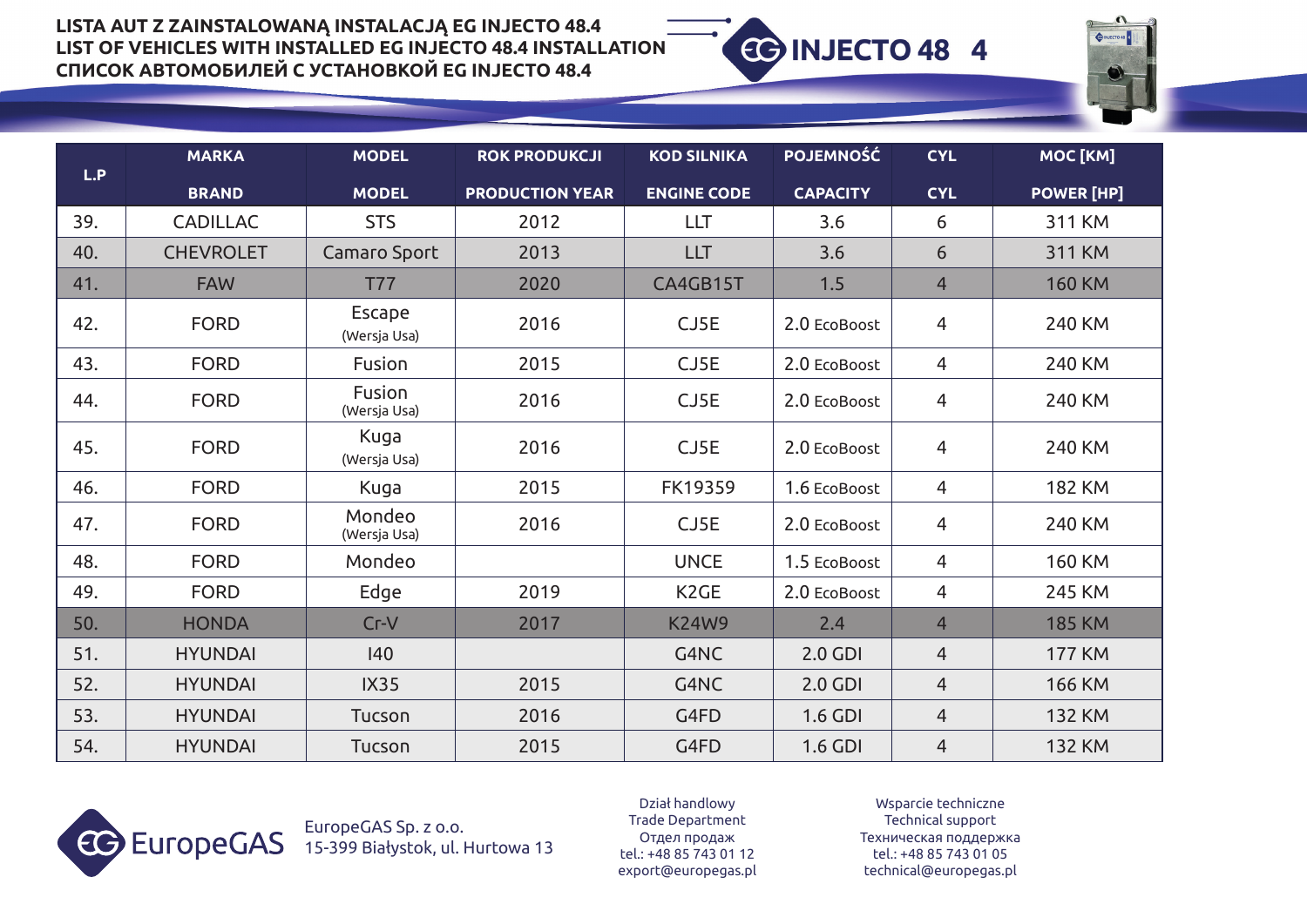**LISTA AUT Z ZAINSTALOWANĄ INSTALACJĄ EG INJECTO 48.4**
**LIST OF VEHICLES WITH INSTALLED EG INJECTO 48.4 INSTALLATION**
**СПИСОК АВТОМОБИЛЕЙ С УСТАНОВКОЙ EG INJECTO 48.4**

| L.P | MARKA<br>BRAND | MODEL<br>MODEL | ROK PRODUKCJI<br>PRODUCTION YEAR | KOD SILNIKA<br>ENGINE CODE | POJEMNOŚĆ<br>CAPACITY | CYL<br>CYL | MOC [KM]<br>POWER [HP] |
|---|---|---|---|---|---|---|---|
| 39. | CADILLAC | STS | 2012 | LLT | 3.6 | 6 | 311 KM |
| 40. | CHEVROLET | Camaro Sport | 2013 | LLT | 3.6 | 6 | 311 KM |
| 41. | FAW | T77 | 2020 | CA4GB15T | 1.5 | 4 | 160 KM |
| 42. | FORD | Escape (Wersja Usa) | 2016 | CJ5E | 2.0 EcoBoost | 4 | 240 KM |
| 43. | FORD | Fusion | 2015 | CJ5E | 2.0 EcoBoost | 4 | 240 KM |
| 44. | FORD | Fusion (Wersja Usa) | 2016 | CJ5E | 2.0 EcoBoost | 4 | 240 KM |
| 45. | FORD | Kuga (Wersja Usa) | 2016 | CJ5E | 2.0 EcoBoost | 4 | 240 KM |
| 46. | FORD | Kuga | 2015 | FK19359 | 1.6 EcoBoost | 4 | 182 KM |
| 47. | FORD | Mondeo (Wersja Usa) | 2016 | CJ5E | 2.0 EcoBoost | 4 | 240 KM |
| 48. | FORD | Mondeo | | UNCE | 1.5 EcoBoost | 4 | 160 KM |
| 49. | FORD | Edge | 2019 | K2GE | 2.0 EcoBoost | 4 | 245 KM |
| 50. | HONDA | Cr-V | 2017 | K24W9 | 2.4 | 4 | 185 KM |
| 51. | HYUNDAI | I40 | | G4NC | 2.0 GDI | 4 | 177 KM |
| 52. | HYUNDAI | IX35 | 2015 | G4NC | 2.0 GDI | 4 | 166 KM |
| 53. | HYUNDAI | Tucson | 2016 | G4FD | 1.6 GDI | 4 | 132 KM |
| 54. | HYUNDAI | Tucson | 2015 | G4FD | 1.6 GDI | 4 | 132 KM |

EuropeGAS Sp. z o.o.
15-399 Białystok, ul. Hurtowa 13

Dział handlowy
Trade Department
Отдел продаж
tel.: +48 85 743 01 12
export@europegas.pl

Wsparcie techniczne
Technical support
Техническая поддержка
tel.: +48 85 743 01 05
technical@europegas.pl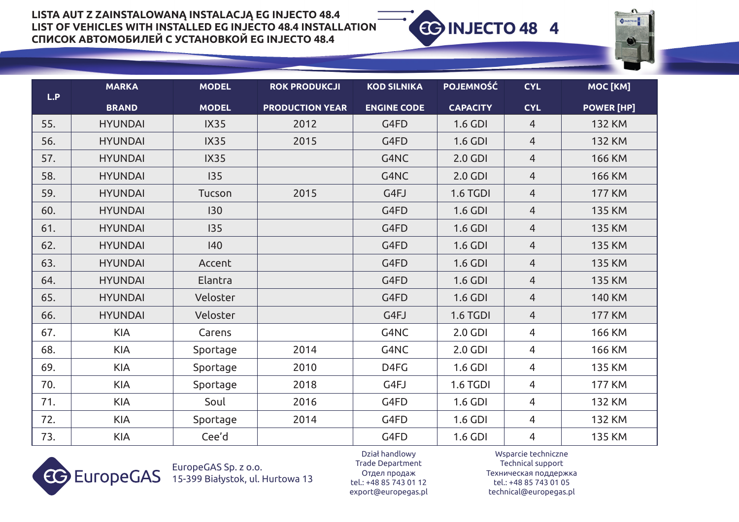**LISTA AUT Z ZAINSTALOWANĄ INSTALACJĄ EG INJECTO 48.4**
**LIST OF VEHICLES WITH INSTALLED EG INJECTO 48.4 INSTALLATION**
**СПИСОК АВТОМОБИЛЕЙ С УСТАНОВКОЙ EG INJECTO 48.4**

| L.P | MARKA | MODEL | ROK PRODUKCJI | KOD SILNIKA | POJEMNOŚĆ | CYL | MOC [KM] |
|---|---|---|---|---|---|---|---|
| | BRAND | MODEL | PRODUCTION YEAR | ENGINE CODE | CAPACITY | CYL | POWER [HP] |
| 55. | HYUNDAI | IX35 | 2012 | G4FD | 1.6 GDI | 4 | 132 KM |
| 56. | HYUNDAI | IX35 | 2015 | G4FD | 1.6 GDI | 4 | 132 KM |
| 57. | HYUNDAI | IX35 | | G4NC | 2.0 GDI | 4 | 166 KM |
| 58. | HYUNDAI | I35 | | G4NC | 2.0 GDI | 4 | 166 KM |
| 59. | HYUNDAI | Tucson | 2015 | G4FJ | 1.6 TGDI | 4 | 177 KM |
| 60. | HYUNDAI | I30 | | G4FD | 1.6 GDI | 4 | 135 KM |
| 61. | HYUNDAI | I35 | | G4FD | 1.6 GDI | 4 | 135 KM |
| 62. | HYUNDAI | I40 | | G4FD | 1.6 GDI | 4 | 135 KM |
| 63. | HYUNDAI | Accent | | G4FD | 1.6 GDI | 4 | 135 KM |
| 64. | HYUNDAI | Elantra | | G4FD | 1.6 GDI | 4 | 135 KM |
| 65. | HYUNDAI | Veloster | | G4FD | 1.6 GDI | 4 | 140 KM |
| 66. | HYUNDAI | Veloster | | G4FJ | 1.6 TGDI | 4 | 177 KM |
| 67. | KIA | Carens | | G4NC | 2.0 GDI | 4 | 166 KM |
| 68. | KIA | Sportage | 2014 | G4NC | 2.0 GDI | 4 | 166 KM |
| 69. | KIA | Sportage | 2010 | D4FG | 1.6 GDI | 4 | 135 KM |
| 70. | KIA | Sportage | 2018 | G4FJ | 1.6 TGDI | 4 | 177 KM |
| 71. | KIA | Soul | 2016 | G4FD | 1.6 GDI | 4 | 132 KM |
| 72. | KIA | Sportage | 2014 | G4FD | 1.6 GDI | 4 | 132 KM |
| 73. | KIA | Cee'd | | G4FD | 1.6 GDI | 4 | 135 KM |

EuropeGAS Sp. z o.o.
15-399 Białystok, ul. Hurtowa 13

Dział handlowy
Trade Department
Отдел продаж
tel.: +48 85 743 01 12
export@europegas.pl

Wsparcie techniczne
Technical support
Техническая поддержка
tel.: +48 85 743 01 05
technical@europegas.pl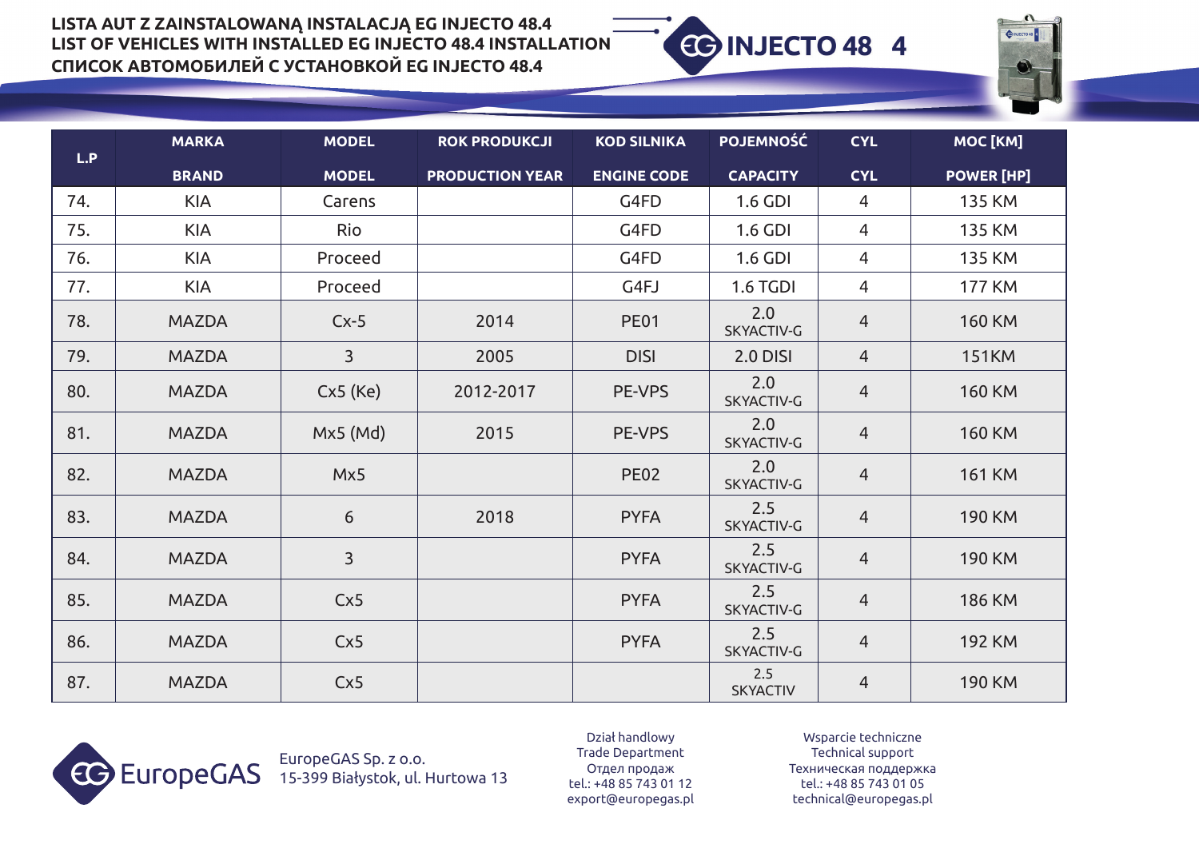# LISTA AUT Z ZAINSTALOWANĄ INSTALACJĄ EG INJECTO 48.4
# LIST OF VEHICLES WITH INSTALLED EG INJECTO 48.4 INSTALLATION
# СПИСОК АВТОМОБИЛЕЙ С УСТАНОВКОЙ EG INJECTO 48.4

| L.P | MARKA BRAND | MODEL MODEL | ROK PRODUKCJI PRODUCTION YEAR | KOD SILNIKA ENGINE CODE | POJEMNOŚĆ CAPACITY | CYL CYL | MOC [KM] POWER [HP] |
|---|---|---|---|---|---|---|---|
| 74. | KIA | Carens | | G4FD | 1.6 GDI | 4 | 135 KM |
| 75. | KIA | Rio | | G4FD | 1.6 GDI | 4 | 135 KM |
| 76. | KIA | Proceed | | G4FD | 1.6 GDI | 4 | 135 KM |
| 77. | KIA | Proceed | | G4FJ | 1.6 TGDI | 4 | 177 KM |
| 78. | MAZDA | Cx-5 | 2014 | PE01 | 2.0 SKYACTIV-G | 4 | 160 KM |
| 79. | MAZDA | 3 | 2005 | DISI | 2.0 DISI | 4 | 151KM |
| 80. | MAZDA | Cx5 (Ke) | 2012-2017 | PE-VPS | 2.0 SKYACTIV-G | 4 | 160 KM |
| 81. | MAZDA | Mx5 (Md) | 2015 | PE-VPS | 2.0 SKYACTIV-G | 4 | 160 KM |
| 82. | MAZDA | Mx5 | | PE02 | 2.0 SKYACTIV-G | 4 | 161 KM |
| 83. | MAZDA | 6 | 2018 | PYFA | 2.5 SKYACTIV-G | 4 | 190 KM |
| 84. | MAZDA | 3 | | PYFA | 2.5 SKYACTIV-G | 4 | 190 KM |
| 85. | MAZDA | Cx5 | | PYFA | 2.5 SKYACTIV-G | 4 | 186 KM |
| 86. | MAZDA | Cx5 | | PYFA | 2.5 SKYACTIV-G | 4 | 192 KM |
| 87. | MAZDA | Cx5 | | | 2.5 SKYACTIV | 4 | 190 KM |

EuropeGAS Sp. z o.o.
15-399 Białystok, ul. Hurtowa 13

Dział handlowy
Trade Department
Отдел продаж
tel.: +48 85 743 01 12
export@europegas.pl

Wsparcie techniczne
Technical support
Техническая поддержка
tel.: +48 85 743 01 05
technical@europegas.pl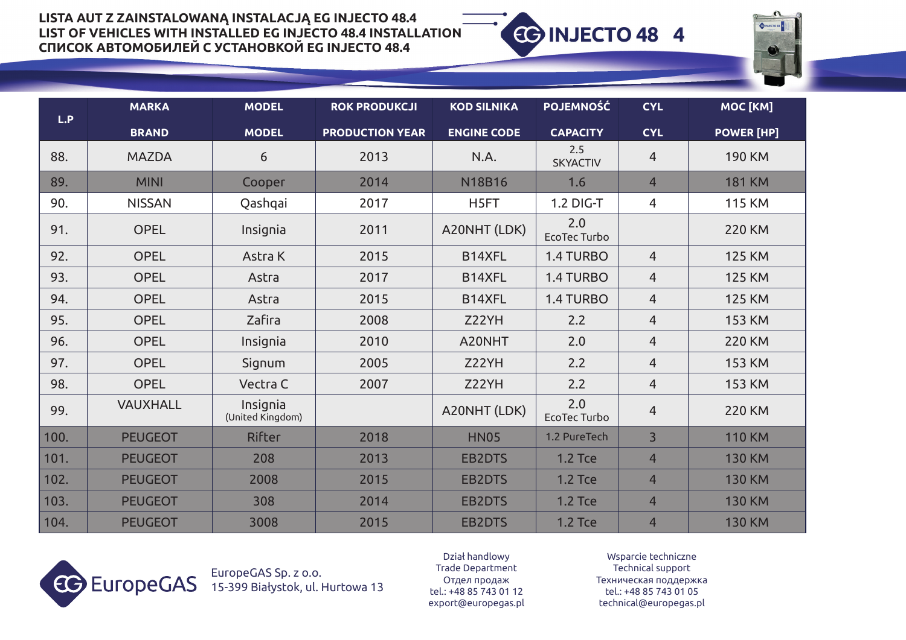**LISTA AUT Z ZAINSTALOWANĄ INSTALACJĄ EG INJECTO 48.4**
**LIST OF VEHICLES WITH INSTALLED EG INJECTO 48.4 INSTALLATION**
**СПИСОК АВТОМОБИЛЕЙ С УСТАНОВКОЙ EG INJECTO 48.4**

INJECTO 48 4

| L.P | MARKA BRAND | MODEL MODEL | ROK PRODUKCJI PRODUCTION YEAR | KOD SILNIKA ENGINE CODE | POJEMNOŚĆ CAPACITY | CYL CYL | MOC [KM] POWER [HP] |
|---|---|---|---|---|---|---|---|
| 88. | MAZDA | 6 | 2013 | N.A. | 2.5 SKYACTIV | 4 | 190 KM |
| 89. | MINI | Cooper | 2014 | N18B16 | 1.6 | 4 | 181 KM |
| 90. | NISSAN | Qashqai | 2017 | H5FT | 1.2 DIG-T | 4 | 115 KM |
| 91. | OPEL | Insignia | 2011 | A20NHT (LDK) | 2.0 EcoTec Turbo | | 220 KM |
| 92. | OPEL | Astra K | 2015 | B14XFL | 1.4 TURBO | 4 | 125 KM |
| 93. | OPEL | Astra | 2017 | B14XFL | 1.4 TURBO | 4 | 125 KM |
| 94. | OPEL | Astra | 2015 | B14XFL | 1.4 TURBO | 4 | 125 KM |
| 95. | OPEL | Zafira | 2008 | Z22YH | 2.2 | 4 | 153 KM |
| 96. | OPEL | Insignia | 2010 | A20NHT | 2.0 | 4 | 220 KM |
| 97. | OPEL | Signum | 2005 | Z22YH | 2.2 | 4 | 153 KM |
| 98. | OPEL | Vectra C | 2007 | Z22YH | 2.2 | 4 | 153 KM |
| 99. | VAUXHALL | Insignia (United Kingdom) | | A20NHT (LDK) | 2.0 EcoTec Turbo | 4 | 220 KM |
| 100. | PEUGEOT | Rifter | 2018 | HN05 | 1.2 PureTech | 3 | 110 KM |
| 101. | PEUGEOT | 208 | 2013 | EB2DTS | 1.2 Tce | 4 | 130 KM |
| 102. | PEUGEOT | 2008 | 2015 | EB2DTS | 1.2 Tce | 4 | 130 KM |
| 103. | PEUGEOT | 308 | 2014 | EB2DTS | 1.2 Tce | 4 | 130 KM |
| 104. | PEUGEOT | 3008 | 2015 | EB2DTS | 1.2 Tce | 4 | 130 KM |

EuropeGAS

EuropeGAS Sp. z o.o.
15-399 Białystok, ul. Hurtowa 13

Dział handlowy
Trade Department
Отдел продаж
tel.: +48 85 743 01 12
export@europegas.pl

Wsparcie techniczne
Technical support
Техническая поддержка
tel.: +48 85 743 01 05
technical@europegas.pl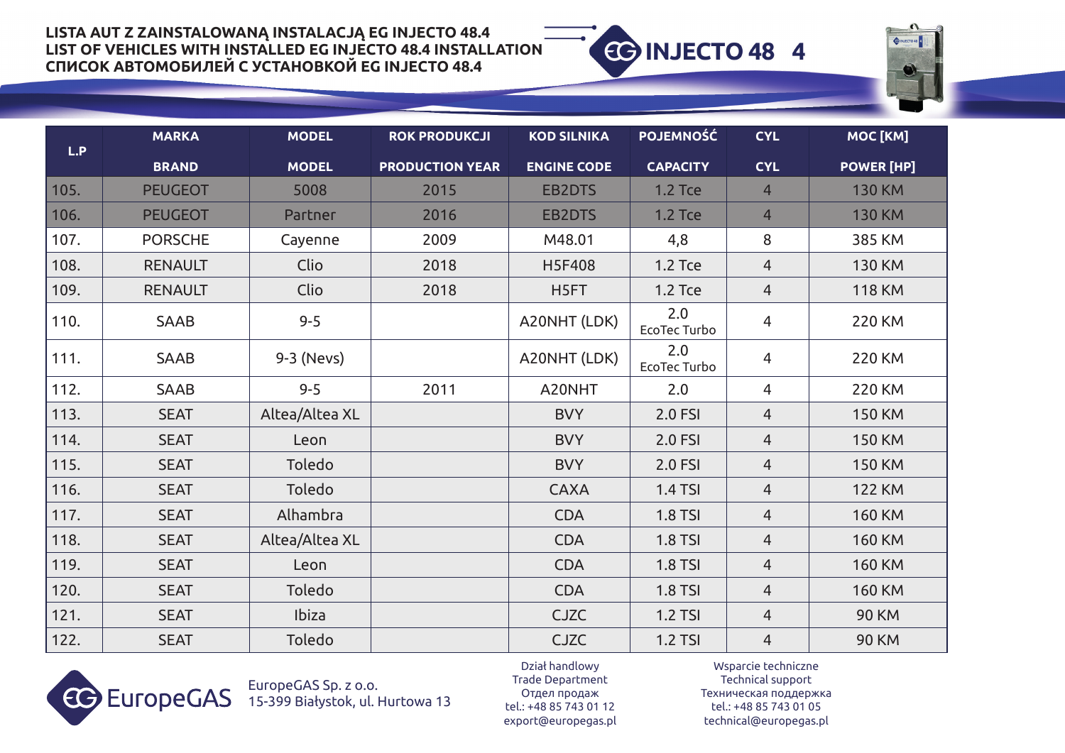**LISTA AUT Z ZAINSTALOWANĄ INSTALACJĄ EG INJECTO 48.4**
**LIST OF VEHICLES WITH INSTALLED EG INJECTO 48.4 INSTALLATION**
**СПИСОК АВТОМОБИЛЕЙ С УСТАНОВКОЙ EG INJECTO 48.4**

| L.P | MARKA<br>BRAND | MODEL<br>MODEL | ROK PRODUKCJI<br>PRODUCTION YEAR | KOD SILNIKA<br>ENGINE CODE | POJEMNOŚĆ<br>CAPACITY | CYL<br>CYL | MOC [KM]<br>POWER [HP] |
|---|---|---|---|---|---|---|---|
| 105. | PEUGEOT | 5008 | 2015 | EB2DTS | 1.2 Tce | 4 | 130 KM |
| 106. | PEUGEOT | Partner | 2016 | EB2DTS | 1.2 Tce | 4 | 130 KM |
| 107. | PORSCHE | Cayenne | 2009 | M48.01 | 4,8 | 8 | 385 KM |
| 108. | RENAULT | Clio | 2018 | H5F408 | 1.2 Tce | 4 | 130 KM |
| 109. | RENAULT | Clio | 2018 | H5FT | 1.2 Tce | 4 | 118 KM |
| 110. | SAAB | 9-5 | | A20NHT (LDK) | 2.0 EcoTec Turbo | 4 | 220 KM |
| 111. | SAAB | 9-3 (Nevs) | | A20NHT (LDK) | 2.0 EcoTec Turbo | 4 | 220 KM |
| 112. | SAAB | 9-5 | 2011 | A20NHT | 2.0 | 4 | 220 KM |
| 113. | SEAT | Altea/Altea XL | | BVY | 2.0 FSI | 4 | 150 KM |
| 114. | SEAT | Leon | | BVY | 2.0 FSI | 4 | 150 KM |
| 115. | SEAT | Toledo | | BVY | 2.0 FSI | 4 | 150 KM |
| 116. | SEAT | Toledo | | CAXA | 1.4 TSI | 4 | 122 KM |
| 117. | SEAT | Alhambra | | CDA | 1.8 TSI | 4 | 160 KM |
| 118. | SEAT | Altea/Altea XL | | CDA | 1.8 TSI | 4 | 160 KM |
| 119. | SEAT | Leon | | CDA | 1.8 TSI | 4 | 160 KM |
| 120. | SEAT | Toledo | | CDA | 1.8 TSI | 4 | 160 KM |
| 121. | SEAT | Ibiza | | CJZC | 1.2 TSI | 4 | 90 KM |
| 122. | SEAT | Toledo | | CJZC | 1.2 TSI | 4 | 90 KM |

EuropeGAS Sp. z o.o.
15-399 Białystok, ul. Hurtowa 13

Dział handlowy
Trade Department
Отдел продаж
tel.: +48 85 743 01 12
export@europegas.pl

Wsparcie techniczne
Technical support
Техническая поддержка
tel.: +48 85 743 01 05
technical@europegas.pl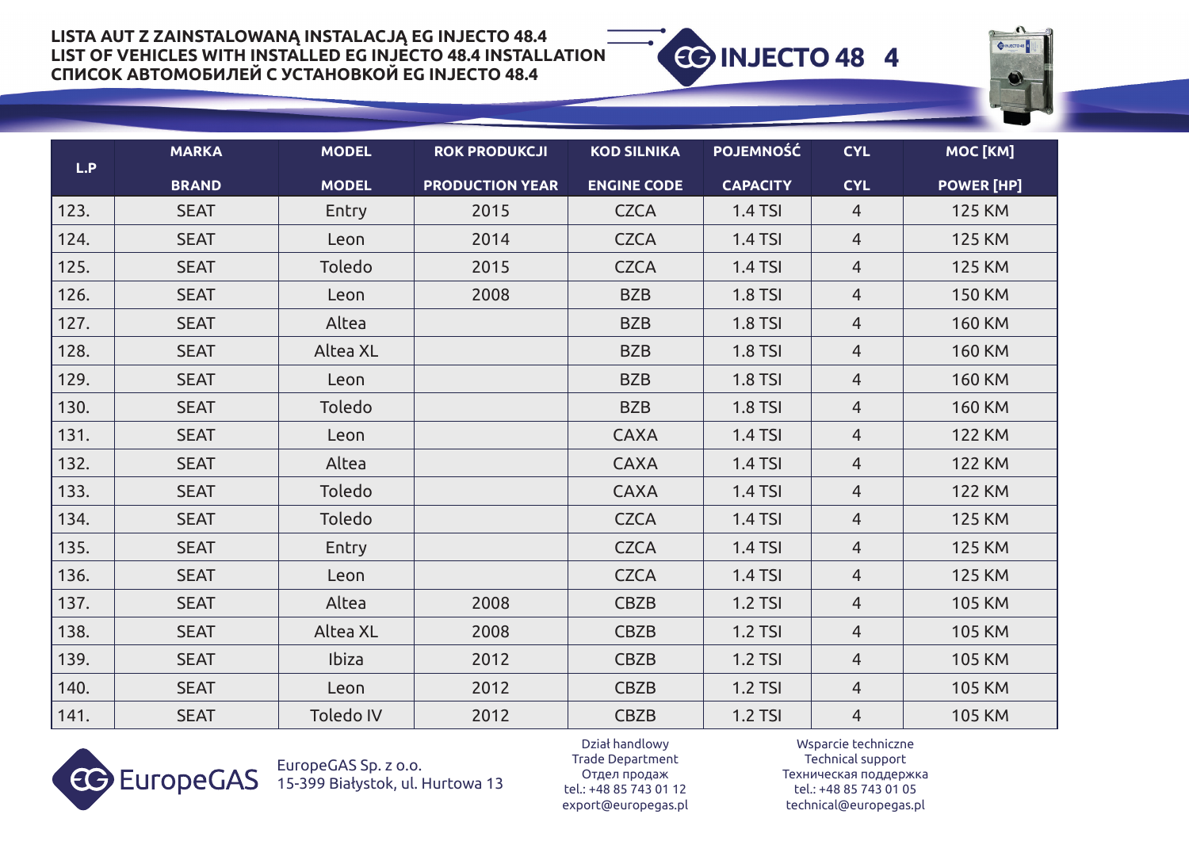**LISTA AUT Z ZAINSTALOWANĄ INSTALACJĄ EG INJECTO 48.4**
**LIST OF VEHICLES WITH INSTALLED EG INJECTO 48.4 INSTALLATION**
**СПИСОК АВТОМОБИЛЕЙ С УСТАНОВКОЙ EG INJECTO 48.4**

| L.P | MARKA<br>BRAND | MODEL<br>MODEL | ROK PRODUKCJI<br>PRODUCTION YEAR | KOD SILNIKA<br>ENGINE CODE | POJEMNOŚĆ<br>CAPACITY | CYL<br>CYL | MOC [KM]<br>POWER [HP] |
|---|---|---|---|---|---|---|---|
| 123. | SEAT | Entry | 2015 | CZCA | 1.4 TSI | 4 | 125 KM |
| 124. | SEAT | Leon | 2014 | CZCA | 1.4 TSI | 4 | 125 KM |
| 125. | SEAT | Toledo | 2015 | CZCA | 1.4 TSI | 4 | 125 KM |
| 126. | SEAT | Leon | 2008 | BZB | 1.8 TSI | 4 | 150 KM |
| 127. | SEAT | Altea | | BZB | 1.8 TSI | 4 | 160 KM |
| 128. | SEAT | Altea XL | | BZB | 1.8 TSI | 4 | 160 KM |
| 129. | SEAT | Leon | | BZB | 1.8 TSI | 4 | 160 KM |
| 130. | SEAT | Toledo | | BZB | 1.8 TSI | 4 | 160 KM |
| 131. | SEAT | Leon | | CAXA | 1.4 TSI | 4 | 122 KM |
| 132. | SEAT | Altea | | CAXA | 1.4 TSI | 4 | 122 KM |
| 133. | SEAT | Toledo | | CAXA | 1.4 TSI | 4 | 122 KM |
| 134. | SEAT | Toledo | | CZCA | 1.4 TSI | 4 | 125 KM |
| 135. | SEAT | Entry | | CZCA | 1.4 TSI | 4 | 125 KM |
| 136. | SEAT | Leon | | CZCA | 1.4 TSI | 4 | 125 KM |
| 137. | SEAT | Altea | 2008 | CBZB | 1.2 TSI | 4 | 105 KM |
| 138. | SEAT | Altea XL | 2008 | CBZB | 1.2 TSI | 4 | 105 KM |
| 139. | SEAT | Ibiza | 2012 | CBZB | 1.2 TSI | 4 | 105 KM |
| 140. | SEAT | Leon | 2012 | CBZB | 1.2 TSI | 4 | 105 KM |
| 141. | SEAT | Toledo IV | 2012 | CBZB | 1.2 TSI | 4 | 105 KM |

EuropeGAS Sp. z o.o.
15-399 Białystok, ul. Hurtowa 13

Dział handlowy
Trade Department
Отдел продаж
tel.: +48 85 743 01 12
export@europegas.pl

Wsparcie techniczne
Technical support
Техническая поддержка
tel.: +48 85 743 01 05
technical@europegas.pl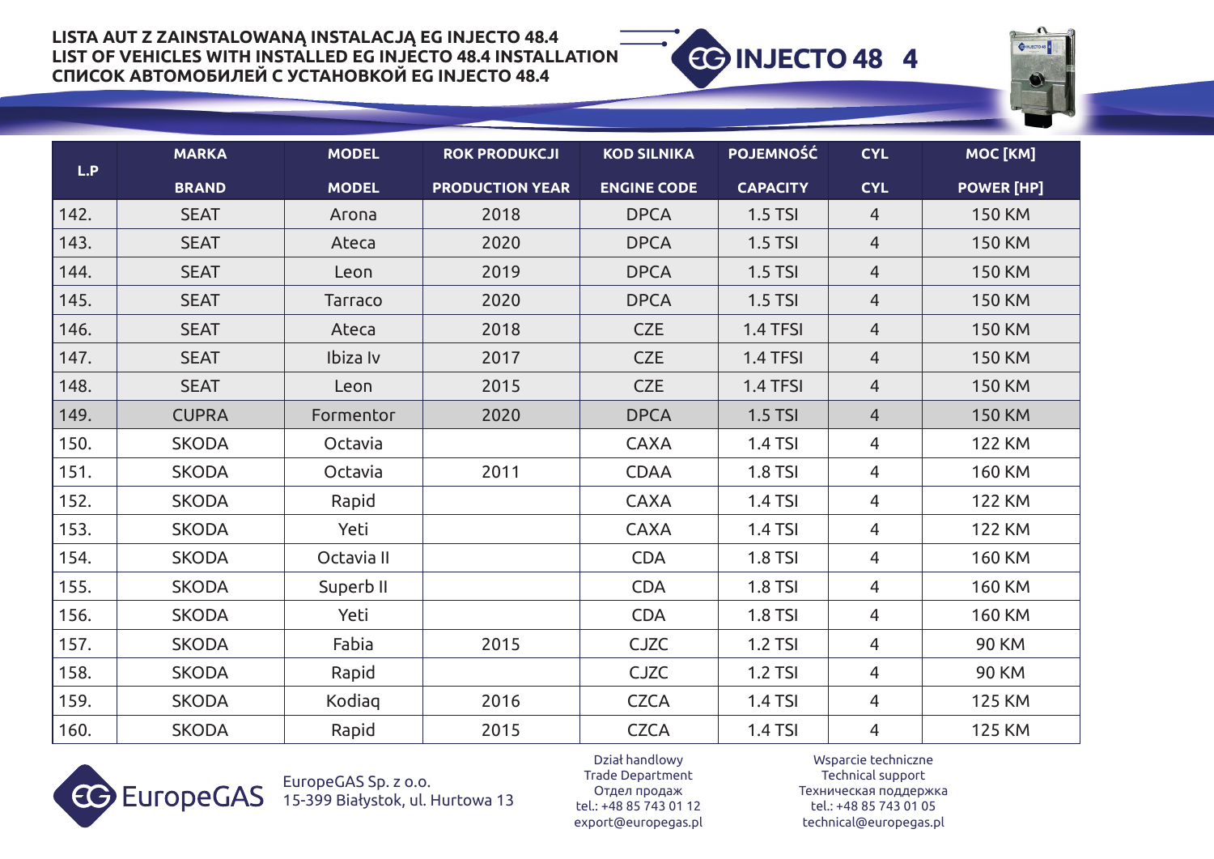**LISTA AUT Z ZAINSTALOWANĄ INSTALACJĄ EG INJECTO 48.4**
**LIST OF VEHICLES WITH INSTALLED EG INJECTO 48.4 INSTALLATION**
**СПИСОК АВТОМОБИЛЕЙ С УСТАНОВКОЙ EG INJECTO 48.4**

| L.P | MARKA<br>BRAND | MODEL<br>MODEL | ROK PRODUKCJI<br>PRODUCTION YEAR | KOD SILNIKA<br>ENGINE CODE | POJEMNOŚĆ<br>CAPACITY | CYL<br>CYL | MOC [KM]<br>POWER [HP] |
|---|---|---|---|---|---|---|---|
| 142. | SEAT | Arona | 2018 | DPCA | 1.5 TSI | 4 | 150 KM |
| 143. | SEAT | Ateca | 2020 | DPCA | 1.5 TSI | 4 | 150 KM |
| 144. | SEAT | Leon | 2019 | DPCA | 1.5 TSI | 4 | 150 KM |
| 145. | SEAT | Tarraco | 2020 | DPCA | 1.5 TSI | 4 | 150 KM |
| 146. | SEAT | Ateca | 2018 | CZE | 1.4 TFSI | 4 | 150 KM |
| 147. | SEAT | Ibiza Iv | 2017 | CZE | 1.4 TFSI | 4 | 150 KM |
| 148. | SEAT | Leon | 2015 | CZE | 1.4 TFSI | 4 | 150 KM |
| 149. | CUPRA | Formentor | 2020 | DPCA | 1.5 TSI | 4 | 150 KM |
| 150. | SKODA | Octavia | | CAXA | 1.4 TSI | 4 | 122 KM |
| 151. | SKODA | Octavia | 2011 | CDAA | 1.8 TSI | 4 | 160 KM |
| 152. | SKODA | Rapid | | CAXA | 1.4 TSI | 4 | 122 KM |
| 153. | SKODA | Yeti | | CAXA | 1.4 TSI | 4 | 122 KM |
| 154. | SKODA | Octavia II | | CDA | 1.8 TSI | 4 | 160 KM |
| 155. | SKODA | Superb II | | CDA | 1.8 TSI | 4 | 160 KM |
| 156. | SKODA | Yeti | | CDA | 1.8 TSI | 4 | 160 KM |
| 157. | SKODA | Fabia | 2015 | CJZC | 1.2 TSI | 4 | 90 KM |
| 158. | SKODA | Rapid | | CJZC | 1.2 TSI | 4 | 90 KM |
| 159. | SKODA | Kodiaq | 2016 | CZCA | 1.4 TSI | 4 | 125 KM |
| 160. | SKODA | Rapid | 2015 | CZCA | 1.4 TSI | 4 | 125 KM |

EuropeGAS Sp. z o.o.
15-399 Białystok, ul. Hurtowa 13

Dział handlowy
Trade Department
Отдел продаж
tel.: +48 85 743 01 12
export@europegas.pl

Wsparcie techniczne
Technical support
Техническая поддержка
tel.: +48 85 743 01 05
technical@europegas.pl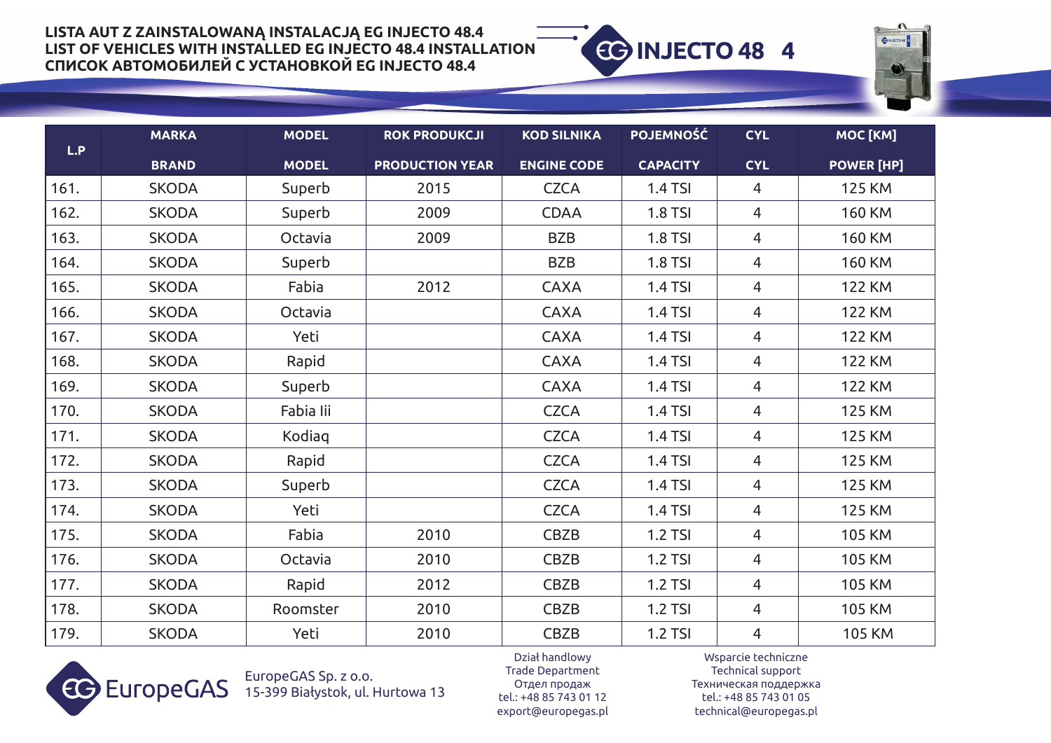**LISTA AUT Z ZAINSTALOWANĄ INSTALACJĄ EG INJECTO 48.4**
**LIST OF VEHICLES WITH INSTALLED EG INJECTO 48.4 INSTALLATION**
**СПИСОК АВТОМОБИЛЕЙ С УСТАНОВКОЙ EG INJECTO 48.4**

INJECTO 48 4

| L.P | MARKA<br>BRAND | MODEL<br>MODEL | ROK PRODUKCJI<br>PRODUCTION YEAR | KOD SILNIKA<br>ENGINE CODE | POJEMNOŚĆ<br>CAPACITY | CYL<br>CYL | MOC [KM]<br>POWER [HP] |
|---|---|---|---|---|---|---|---|
| 161. | SKODA | Superb | 2015 | CZCA | 1.4 TSI | 4 | 125 KM |
| 162. | SKODA | Superb | 2009 | CDAA | 1.8 TSI | 4 | 160 KM |
| 163. | SKODA | Octavia | 2009 | BZB | 1.8 TSI | 4 | 160 KM |
| 164. | SKODA | Superb | | BZB | 1.8 TSI | 4 | 160 KM |
| 165. | SKODA | Fabia | 2012 | CAXA | 1.4 TSI | 4 | 122 KM |
| 166. | SKODA | Octavia | | CAXA | 1.4 TSI | 4 | 122 KM |
| 167. | SKODA | Yeti | | CAXA | 1.4 TSI | 4 | 122 KM |
| 168. | SKODA | Rapid | | CAXA | 1.4 TSI | 4 | 122 KM |
| 169. | SKODA | Superb | | CAXA | 1.4 TSI | 4 | 122 KM |
| 170. | SKODA | Fabia Iii | | CZCA | 1.4 TSI | 4 | 125 KM |
| 171. | SKODA | Kodiaq | | CZCA | 1.4 TSI | 4 | 125 KM |
| 172. | SKODA | Rapid | | CZCA | 1.4 TSI | 4 | 125 KM |
| 173. | SKODA | Superb | | CZCA | 1.4 TSI | 4 | 125 KM |
| 174. | SKODA | Yeti | | CZCA | 1.4 TSI | 4 | 125 KM |
| 175. | SKODA | Fabia | 2010 | CBZB | 1.2 TSI | 4 | 105 KM |
| 176. | SKODA | Octavia | 2010 | CBZB | 1.2 TSI | 4 | 105 KM |
| 177. | SKODA | Rapid | 2012 | CBZB | 1.2 TSI | 4 | 105 KM |
| 178. | SKODA | Roomster | 2010 | CBZB | 1.2 TSI | 4 | 105 KM |
| 179. | SKODA | Yeti | 2010 | CBZB | 1.2 TSI | 4 | 105 KM |

EuropeGAS

EuropeGAS Sp. z o.o.
15-399 Białystok, ul. Hurtowa 13

Dział handlowy
Trade Department
Отдел продаж
tel.: +48 85 743 01 12
export@europegas.pl

Wsparcie techniczne
Technical support
Техническая поддержка
tel.: +48 85 743 01 05
technical@europegas.pl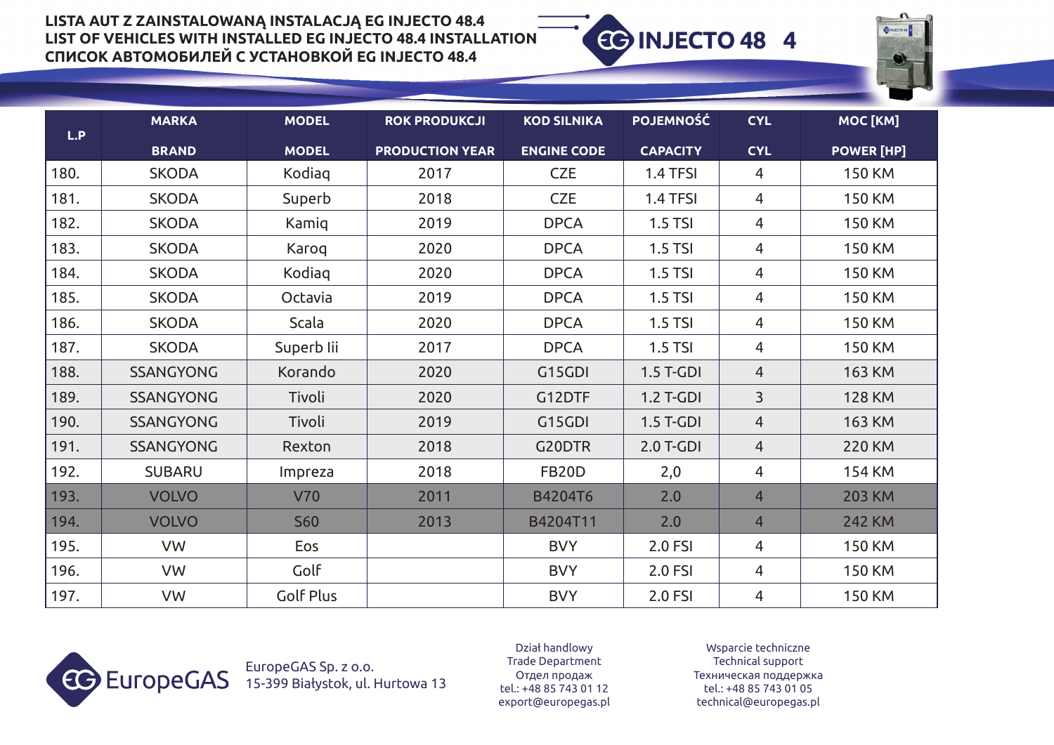# LISTA AUT Z ZAINSTALOWANĄ INSTALACJĄ EG INJECTO 48.4
# LIST OF VEHICLES WITH INSTALLED EG INJECTO 48.4 INSTALLATION
# СПИСОК АВТОМОБИЛЕЙ С УСТАНОВКОЙ EG INJECTO 48.4

EG INJECTO 48 4

| L.P | MARKA BRAND | MODEL MODEL | ROK PRODUKCJI PRODUCTION YEAR | KOD SILNIKA ENGINE CODE | POJEMNOŚĆ CAPACITY | CYL CYL | MOC [KM] POWER [HP] |
|---|---|---|---|---|---|---|---|
| 180. | SKODA | Kodiaq | 2017 | CZE | 1.4 TFSI | 4 | 150 KM |
| 181. | SKODA | Superb | 2018 | CZE | 1.4 TFSI | 4 | 150 KM |
| 182. | SKODA | Kamiq | 2019 | DPCA | 1.5 TSI | 4 | 150 KM |
| 183. | SKODA | Karoq | 2020 | DPCA | 1.5 TSI | 4 | 150 KM |
| 184. | SKODA | Kodiaq | 2020 | DPCA | 1.5 TSI | 4 | 150 KM |
| 185. | SKODA | Octavia | 2019 | DPCA | 1.5 TSI | 4 | 150 KM |
| 186. | SKODA | Scala | 2020 | DPCA | 1.5 TSI | 4 | 150 KM |
| 187. | SKODA | Superb Iii | 2017 | DPCA | 1.5 TSI | 4 | 150 KM |
| 188. | SSANGYONG | Korando | 2020 | G15GDI | 1.5 T-GDI | 4 | 163 KM |
| 189. | SSANGYONG | Tivoli | 2020 | G12DTF | 1.2 T-GDI | 3 | 128 KM |
| 190. | SSANGYONG | Tivoli | 2019 | G15GDI | 1.5 T-GDI | 4 | 163 KM |
| 191. | SSANGYONG | Rexton | 2018 | G20DTR | 2.0 T-GDI | 4 | 220 KM |
| 192. | SUBARU | Impreza | 2018 | FB20D | 2,0 | 4 | 154 KM |
| 193. | VOLVO | V70 | 2011 | B4204T6 | 2.0 | 4 | 203 KM |
| 194. | VOLVO | S60 | 2013 | B4204T11 | 2.0 | 4 | 242 KM |
| 195. | VW | Eos | | BVY | 2.0 FSI | 4 | 150 KM |
| 196. | VW | Golf | | BVY | 2.0 FSI | 4 | 150 KM |
| 197. | VW | Golf Plus | | BVY | 2.0 FSI | 4 | 150 KM |

EuropeGAS

EuropeGAS Sp. z o.o.
15-399 Białystok, ul. Hurtowa 13

Dział handlowy
Trade Department
Отдел продаж
tel.: +48 85 743 01 12
export@europegas.pl

Wsparcie techniczne
Technical support
Техническая поддержка
tel.: +48 85 743 01 05
technical@europegas.pl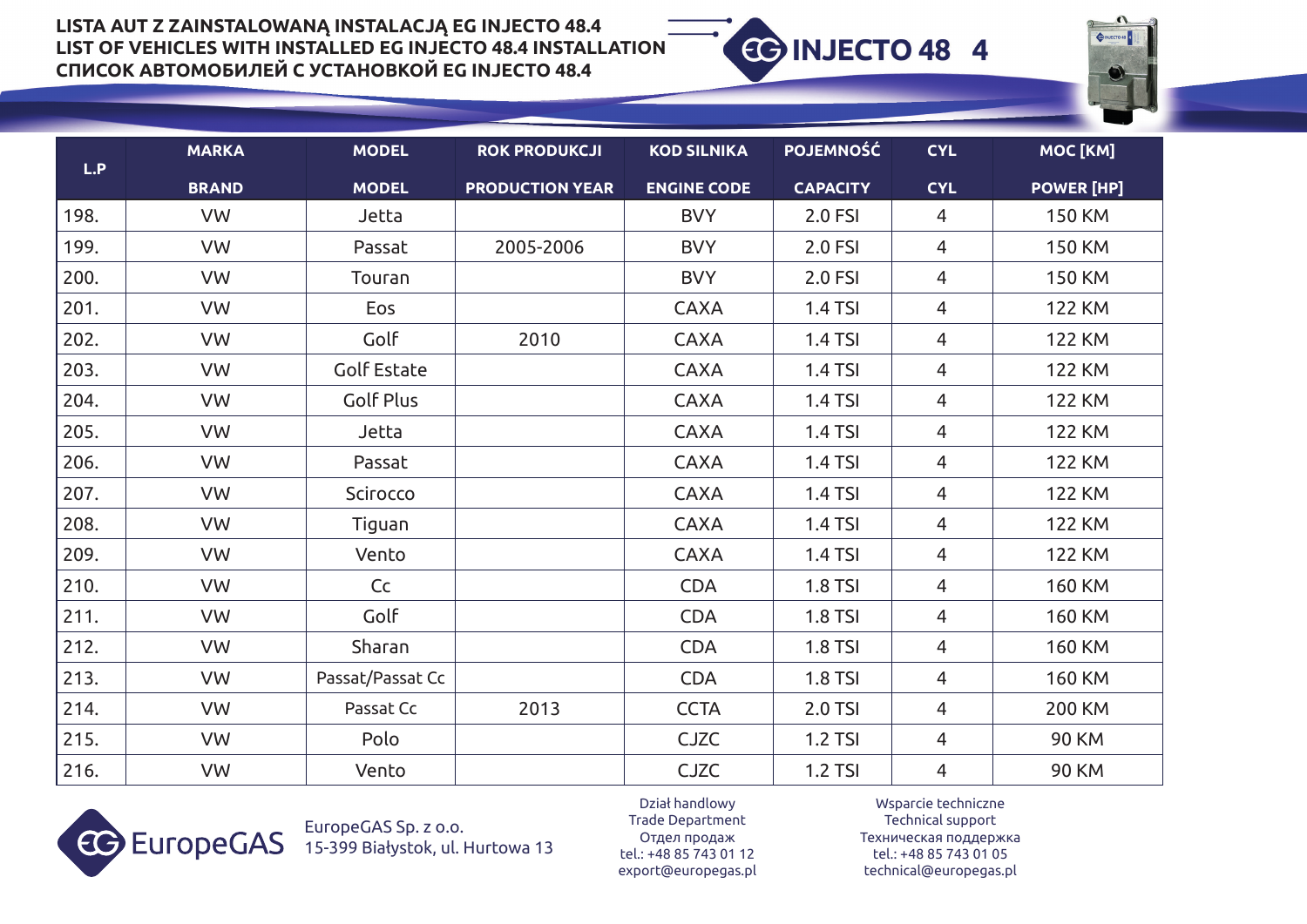**LISTA AUT Z ZAINSTALOWANĄ INSTALACJĄ EG INJECTO 48.4**
**LIST OF VEHICLES WITH INSTALLED EG INJECTO 48.4 INSTALLATION**
**СПИСОК АВТОМОБИЛЕЙ С УСТАНОВКОЙ EG INJECTO 48.4**

EG INJECTO 48 4

| L.P | MARKA<br>BRAND | MODEL<br>MODEL | ROK PRODUKCJI<br>PRODUCTION YEAR | KOD SILNIKA<br>ENGINE CODE | POJEMNOŚĆ<br>CAPACITY | CYL<br>CYL | MOC [KM]<br>POWER [HP] |
|---|---|---|---|---|---|---|---|
| 198. | VW | Jetta | | BVY | 2.0 FSI | 4 | 150 KM |
| 199. | VW | Passat | 2005-2006 | BVY | 2.0 FSI | 4 | 150 KM |
| 200. | VW | Touran | | BVY | 2.0 FSI | 4 | 150 KM |
| 201. | VW | Eos | | CAXA | 1.4 TSI | 4 | 122 KM |
| 202. | VW | Golf | 2010 | CAXA | 1.4 TSI | 4 | 122 KM |
| 203. | VW | Golf Estate | | CAXA | 1.4 TSI | 4 | 122 KM |
| 204. | VW | Golf Plus | | CAXA | 1.4 TSI | 4 | 122 KM |
| 205. | VW | Jetta | | CAXA | 1.4 TSI | 4 | 122 KM |
| 206. | VW | Passat | | CAXA | 1.4 TSI | 4 | 122 KM |
| 207. | VW | Scirocco | | CAXA | 1.4 TSI | 4 | 122 KM |
| 208. | VW | Tiguan | | CAXA | 1.4 TSI | 4 | 122 KM |
| 209. | VW | Vento | | CAXA | 1.4 TSI | 4 | 122 KM |
| 210. | VW | Cc | | CDA | 1.8 TSI | 4 | 160 KM |
| 211. | VW | Golf | | CDA | 1.8 TSI | 4 | 160 KM |
| 212. | VW | Sharan | | CDA | 1.8 TSI | 4 | 160 KM |
| 213. | VW | Passat/Passat Cc | | CDA | 1.8 TSI | 4 | 160 KM |
| 214. | VW | Passat Cc | 2013 | CCTA | 2.0 TSI | 4 | 200 KM |
| 215. | VW | Polo | | CJZC | 1.2 TSI | 4 | 90 KM |
| 216. | VW | Vento | | CJZC | 1.2 TSI | 4 | 90 KM |

EuropeGAS

EuropeGAS Sp. z o.o.
15-399 Białystok, ul. Hurtowa 13

Dział handlowy
Trade Department
Отдел продаж
tel.: +48 85 743 01 12
export@europegas.pl

Wsparcie techniczne
Technical support
Техническая поддержка
tel.: +48 85 743 01 05
technical@europegas.pl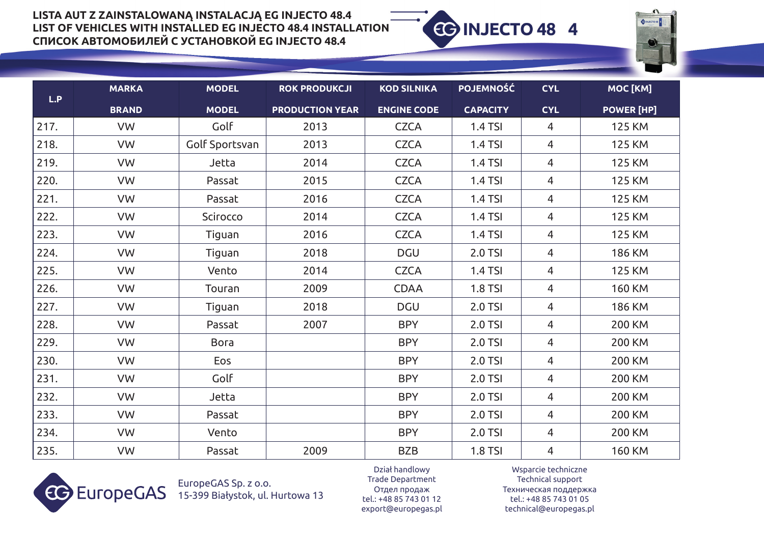# LISTA AUT Z ZAINSTALOWANĄ INSTALACJĄ EG INJECTO 48.4
# LIST OF VEHICLES WITH INSTALLED EG INJECTO 48.4 INSTALLATION
# СПИСОК АВТОМОБИЛЕЙ С УСТАНОВКОЙ EG INJECTO 48.4

EG INJECTO 48 4

| L.P | MARKA<br>BRAND | MODEL<br>MODEL | ROK PRODUKCJI<br>PRODUCTION YEAR | KOD SILNIKA<br>ENGINE CODE | POJEMNOŚĆ<br>CAPACITY | CYL<br>CYL | MOC [KM]<br>POWER [HP] |
|---|---|---|---|---|---|---|---|
| 217. | VW | Golf | 2013 | CZCA | 1.4 TSI | 4 | 125 KM |
| 218. | VW | Golf Sportsvan | 2013 | CZCA | 1.4 TSI | 4 | 125 KM |
| 219. | VW | Jetta | 2014 | CZCA | 1.4 TSI | 4 | 125 KM |
| 220. | VW | Passat | 2015 | CZCA | 1.4 TSI | 4 | 125 KM |
| 221. | VW | Passat | 2016 | CZCA | 1.4 TSI | 4 | 125 KM |
| 222. | VW | Scirocco | 2014 | CZCA | 1.4 TSI | 4 | 125 KM |
| 223. | VW | Tiguan | 2016 | CZCA | 1.4 TSI | 4 | 125 KM |
| 224. | VW | Tiguan | 2018 | DGU | 2.0 TSI | 4 | 186 KM |
| 225. | VW | Vento | 2014 | CZCA | 1.4 TSI | 4 | 125 KM |
| 226. | VW | Touran | 2009 | CDAA | 1.8 TSI | 4 | 160 KM |
| 227. | VW | Tiguan | 2018 | DGU | 2.0 TSI | 4 | 186 KM |
| 228. | VW | Passat | 2007 | BPY | 2.0 TSI | 4 | 200 KM |
| 229. | VW | Bora | | BPY | 2.0 TSI | 4 | 200 KM |
| 230. | VW | Eos | | BPY | 2.0 TSI | 4 | 200 KM |
| 231. | VW | Golf | | BPY | 2.0 TSI | 4 | 200 KM |
| 232. | VW | Jetta | | BPY | 2.0 TSI | 4 | 200 KM |
| 233. | VW | Passat | | BPY | 2.0 TSI | 4 | 200 KM |
| 234. | VW | Vento | | BPY | 2.0 TSI | 4 | 200 KM |
| 235. | VW | Passat | 2009 | BZB | 1.8 TSI | 4 | 160 KM |

EuropeGAS

EuropeGAS Sp. z o.o.
15-399 Białystok, ul. Hurtowa 13

Dział handlowy
Trade Department
Отдел продаж
tel.: +48 85 743 01 12
export@europegas.pl

Wsparcie techniczne
Technical support
Техническая поддержка
tel.: +48 85 743 01 05
technical@europegas.pl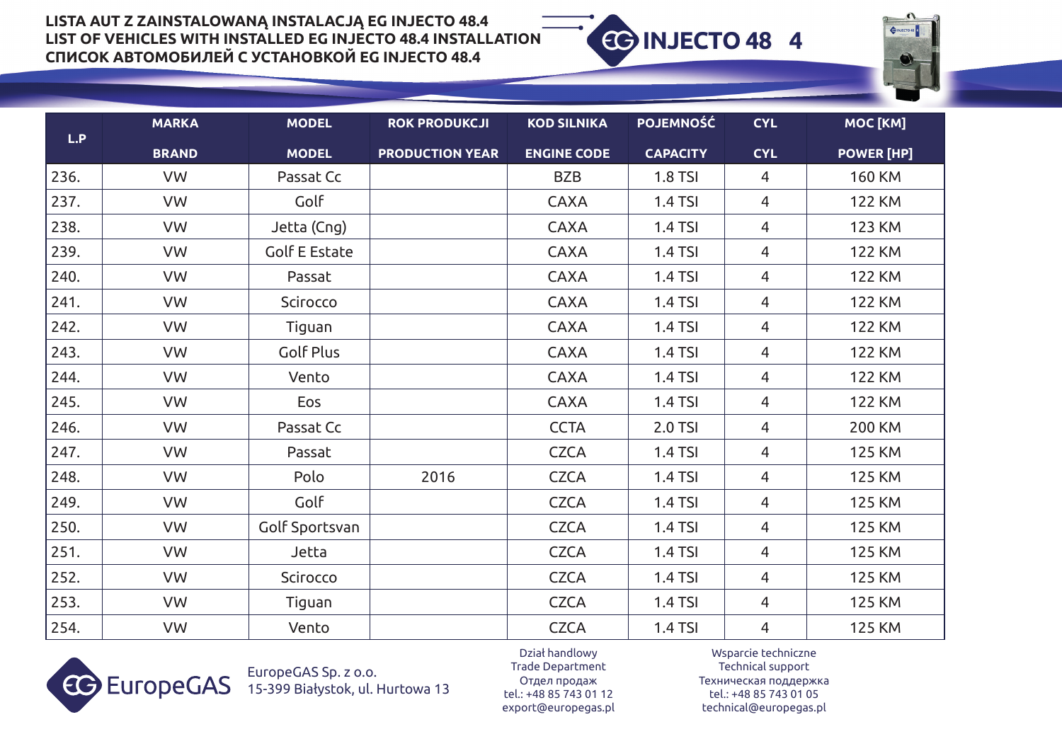**LISTA AUT Z ZAINSTALOWANĄ INSTALACJĄ EG INJECTO 48.4**
**LIST OF VEHICLES WITH INSTALLED EG INJECTO 48.4 INSTALLATION**
**СПИСОК АВТОМОБИЛЕЙ С УСТАНОВКОЙ EG INJECTO 48.4**

EG INJECTO 48 4

| L.P | MARKA<br>BRAND | MODEL<br>MODEL | ROK PRODUKCJI<br>PRODUCTION YEAR | KOD SILNIKA<br>ENGINE CODE | POJEMNOŚĆ<br>CAPACITY | CYL<br>CYL | MOC [KM]<br>POWER [HP] |
|---|---|---|---|---|---|---|---|
| 236. | VW | Passat Cc | | BZB | 1.8 TSI | 4 | 160 KM |
| 237. | VW | Golf | | CAXA | 1.4 TSI | 4 | 122 KM |
| 238. | VW | Jetta (Cng) | | CAXA | 1.4 TSI | 4 | 123 KM |
| 239. | VW | Golf E Estate | | CAXA | 1.4 TSI | 4 | 122 KM |
| 240. | VW | Passat | | CAXA | 1.4 TSI | 4 | 122 KM |
| 241. | VW | Scirocco | | CAXA | 1.4 TSI | 4 | 122 KM |
| 242. | VW | Tiguan | | CAXA | 1.4 TSI | 4 | 122 KM |
| 243. | VW | Golf Plus | | CAXA | 1.4 TSI | 4 | 122 KM |
| 244. | VW | Vento | | CAXA | 1.4 TSI | 4 | 122 KM |
| 245. | VW | Eos | | CAXA | 1.4 TSI | 4 | 122 KM |
| 246. | VW | Passat Cc | | CCTA | 2.0 TSI | 4 | 200 KM |
| 247. | VW | Passat | | CZCA | 1.4 TSI | 4 | 125 KM |
| 248. | VW | Polo | 2016 | CZCA | 1.4 TSI | 4 | 125 KM |
| 249. | VW | Golf | | CZCA | 1.4 TSI | 4 | 125 KM |
| 250. | VW | Golf Sportsvan | | CZCA | 1.4 TSI | 4 | 125 KM |
| 251. | VW | Jetta | | CZCA | 1.4 TSI | 4 | 125 KM |
| 252. | VW | Scirocco | | CZCA | 1.4 TSI | 4 | 125 KM |
| 253. | VW | Tiguan | | CZCA | 1.4 TSI | 4 | 125 KM |
| 254. | VW | Vento | | CZCA | 1.4 TSI | 4 | 125 KM |

EuropeGAS

EuropeGAS Sp. z o.o.
15-399 Białystok, ul. Hurtowa 13

Dział handlowy
Trade Department
Отдел продаж
tel.: +48 85 743 01 12
export@europegas.pl

Wsparcie techniczne
Technical support
Техническая поддержка
tel.: +48 85 743 01 05
technical@europegas.pl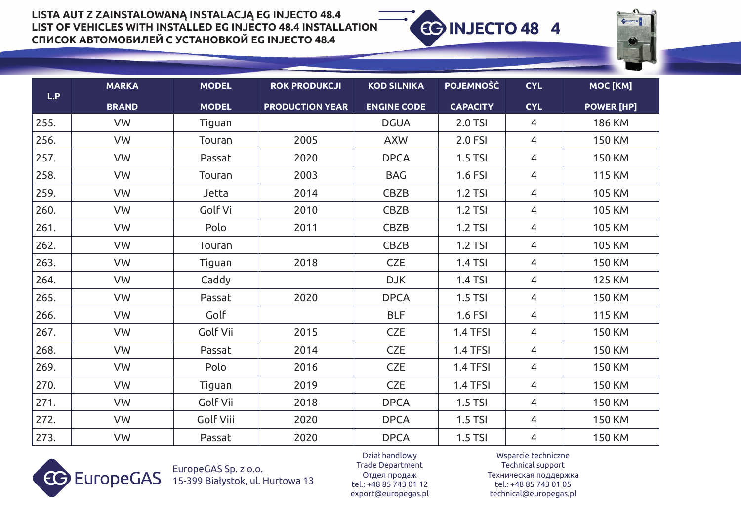**LISTA AUT Z ZAINSTALOWANĄ INSTALACJĄ EG INJECTO 48.4**
**LIST OF VEHICLES WITH INSTALLED EG INJECTO 48.4 INSTALLATION**
**СПИСОК АВТОМОБИЛЕЙ С УСТАНОВКОЙ EG INJECTO 48.4**

EG INJECTO 48 4

| L.P | MARKA BRAND | MODEL MODEL | ROK PRODUKCJI PRODUCTION YEAR | KOD SILNIKA ENGINE CODE | POJEMNOŚĆ CAPACITY | CYL CYL | MOC [KM] POWER [HP] |
|---|---|---|---|---|---|---|---|
| 255. | VW | Tiguan | | DGUA | 2.0 TSI | 4 | 186 KM |
| 256. | VW | Touran | 2005 | AXW | 2.0 FSI | 4 | 150 KM |
| 257. | VW | Passat | 2020 | DPCA | 1.5 TSI | 4 | 150 KM |
| 258. | VW | Touran | 2003 | BAG | 1.6 FSI | 4 | 115 KM |
| 259. | VW | Jetta | 2014 | CBZB | 1.2 TSI | 4 | 105 KM |
| 260. | VW | Golf Vi | 2010 | CBZB | 1.2 TSI | 4 | 105 KM |
| 261. | VW | Polo | 2011 | CBZB | 1.2 TSI | 4 | 105 KM |
| 262. | VW | Touran | | CBZB | 1.2 TSI | 4 | 105 KM |
| 263. | VW | Tiguan | 2018 | CZE | 1.4 TSI | 4 | 150 KM |
| 264. | VW | Caddy | | DJK | 1.4 TSI | 4 | 125 KM |
| 265. | VW | Passat | 2020 | DPCA | 1.5 TSI | 4 | 150 KM |
| 266. | VW | Golf | | BLF | 1.6 FSI | 4 | 115 KM |
| 267. | VW | Golf Vii | 2015 | CZE | 1.4 TFSI | 4 | 150 KM |
| 268. | VW | Passat | 2014 | CZE | 1.4 TFSI | 4 | 150 KM |
| 269. | VW | Polo | 2016 | CZE | 1.4 TFSI | 4 | 150 KM |
| 270. | VW | Tiguan | 2019 | CZE | 1.4 TFSI | 4 | 150 KM |
| 271. | VW | Golf Vii | 2018 | DPCA | 1.5 TSI | 4 | 150 KM |
| 272. | VW | Golf Viii | 2020 | DPCA | 1.5 TSI | 4 | 150 KM |
| 273. | VW | Passat | 2020 | DPCA | 1.5 TSI | 4 | 150 KM |

EuropeGAS

EuropeGAS Sp. z o.o.
15-399 Białystok, ul. Hurtowa 13

Dział handlowy
Trade Department
Отдел продаж
tel.: +48 85 743 01 12
export@europegas.pl

Wsparcie techniczne
Technical support
Техническая поддержка
tel.: +48 85 743 01 05
technical@europegas.pl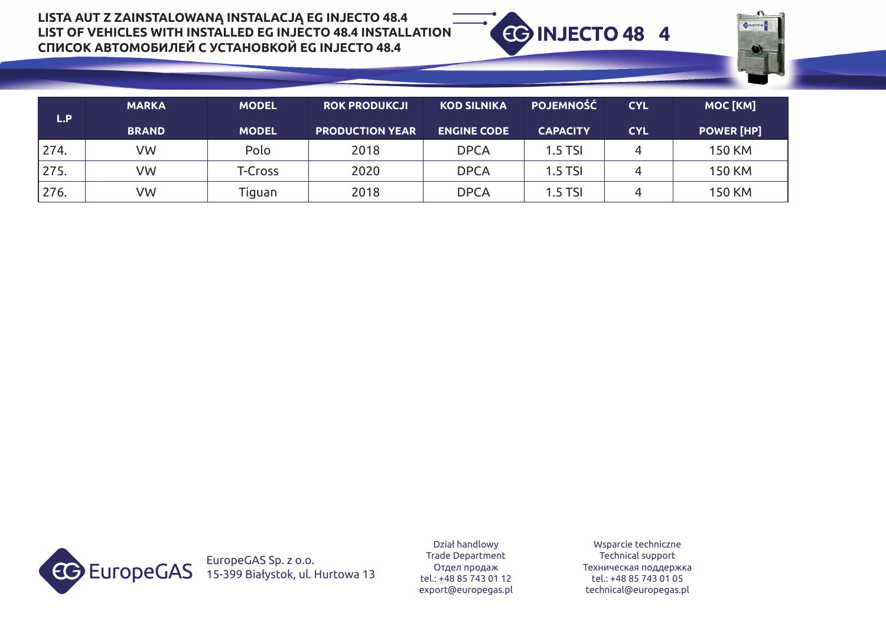**LISTA AUT Z ZAINSTALOWANĄ INSTALACJĄ EG INJECTO 48.4**
**LIST OF VEHICLES WITH INSTALLED EG INJECTO 48.4 INSTALLATION**
**СПИСОК АВТОМОБИЛЕЙ С УСТАНОВКОЙ EG INJECTO 48.4**

EG INJECTO 48 4

| L.P | MARKA<br>BRAND | MODEL<br>MODEL | ROK PRODUKCJI<br>PRODUCTION YEAR | KOD SILNIKA<br>ENGINE CODE | POJEMNOŚĆ<br>CAPACITY | CYL<br>CYL | MOC [KM]<br>POWER [HP] |
|---|---|---|---|---|---|---|---|
| 274. | VW | Polo | 2018 | DPCA | 1.5 TSI | 4 | 150 KM |
| 275. | VW | T-Cross | 2020 | DPCA | 1.5 TSI | 4 | 150 KM |
| 276. | VW | Tiguan | 2018 | DPCA | 1.5 TSI | 4 | 150 KM |

EuropeGAS

EuropeGAS Sp. z o.o.
15-399 Białystok, ul. Hurtowa 13

Dział handlowy
Trade Department
Отдел продаж
tel.: +48 85 743 01 12
export@europegas.pl

Wsparcie techniczne
Technical support
Техническая поддержка
tel.: +48 85 743 01 05
technical@europegas.pl